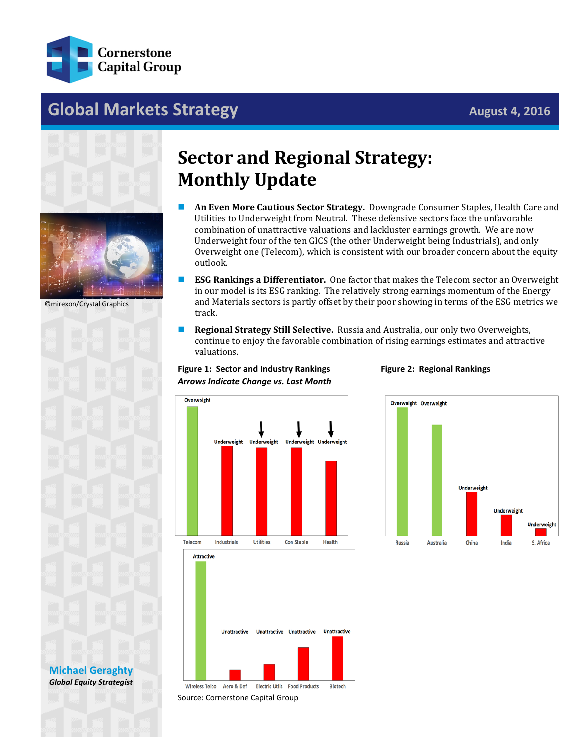Cornerstone Capital Group

# Global Markets Strategy

August 4, 2016

# Sector and Regional Strategy: Monthly Update

- **An Even More Cautious Sector Strategy.** Downgrade Consumer Staples, Health Care and Utilities to Underweight from Neutral. These defensive sectors face the unfavorable combination of unattractive valuations and lackluster earnings growth. We are now Underweight four of the ten GICS (the other Underweight being Industrials), and only Overweight one (Telecom), which is consistent with our broader concern about the equity outlook.
- **ESG Rankings a Differentiator.** One factor that makes the Telecom sector an Overweight in our model is its ESG ranking. The relatively strong earnings momentum of the Energy and Materials sectors is partly offset by their poor showing in terms of the ESG metrics we track.
- **Regional Strategy Still Selective.** Russia and Australia, our only two Overweights, continue to enjoy the favorable combination of rising earnings estimates and attractive valuations.

**Figure 1: Sector and Industry Rankings**
***Arrows Indicate Change vs. Last Month***

| Sector | Rating | Change vs. Last Month |
|---|---|---|
| Telecom | Overweight | |
| Industrials | Underweight | |
| Utilities | Underweight | ↓ |
| Con Staple | Underweight | ↓ |
| Health | Underweight | ↓ |

| Industry | Rating |
|---|---|
| Wireless Telco | Attractive |
| Aero & Def | Unattractive |
| Electric Utils | Unattractive |
| Food Products | Unattractive |
| Biotech | Unattractive |

**Figure 2: Regional Rankings**

| Region | Rating |
|---|---|
| Russia | Overweight |
| Australia | Overweight |
| China | Underweight |
| India | Underweight |
| S. Africa | Underweight |

Source: Cornerstone Capital Group

©mirexon/Crystal Graphics

**Michael Geraghty**
***Global Equity Strategist***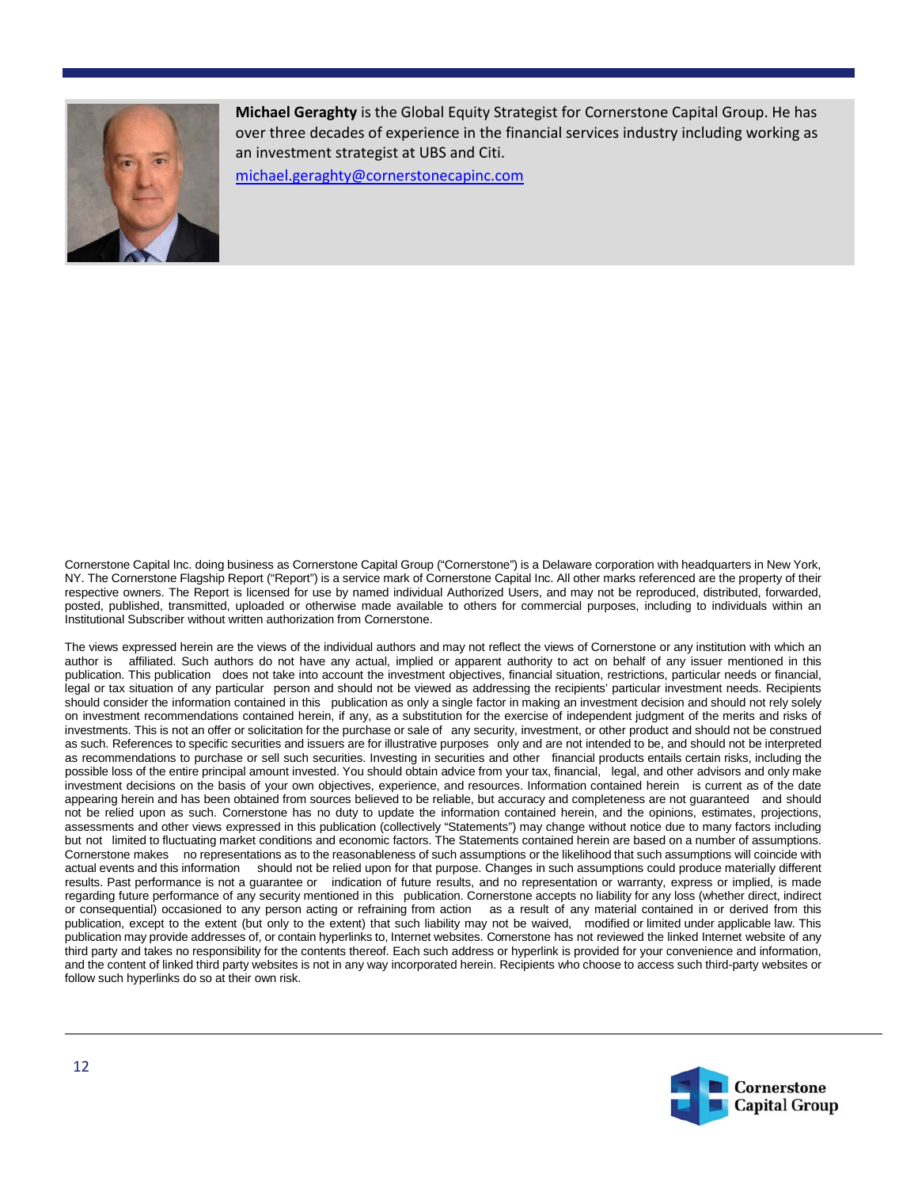**Michael Geraghty** is the Global Equity Strategist for Cornerstone Capital Group. He has over three decades of experience in the financial services industry including working as an investment strategist at UBS and Citi.

michael.geraghty@cornerstonecapinc.com

Cornerstone Capital Inc. doing business as Cornerstone Capital Group ("Cornerstone") is a Delaware corporation with headquarters in New York, NY. The Cornerstone Flagship Report ("Report") is a service mark of Cornerstone Capital Inc. All other marks referenced are the property of their respective owners. The Report is licensed for use by named individual Authorized Users, and may not be reproduced, distributed, forwarded, posted, published, transmitted, uploaded or otherwise made available to others for commercial purposes, including to individuals within an Institutional Subscriber without written authorization from Cornerstone.

The views expressed herein are the views of the individual authors and may not reflect the views of Cornerstone or any institution with which an author is affiliated. Such authors do not have any actual, implied or apparent authority to act on behalf of any issuer mentioned in this publication. This publication does not take into account the investment objectives, financial situation, restrictions, particular needs or financial, legal or tax situation of any particular person and should not be viewed as addressing the recipients' particular investment needs. Recipients should consider the information contained in this publication as only a single factor in making an investment decision and should not rely solely on investment recommendations contained herein, if any, as a substitution for the exercise of independent judgment of the merits and risks of investments. This is not an offer or solicitation for the purchase or sale of any security, investment, or other product and should not be construed as such. References to specific securities and issuers are for illustrative purposes only and are not intended to be, and should not be interpreted as recommendations to purchase or sell such securities. Investing in securities and other financial products entails certain risks, including the possible loss of the entire principal amount invested. You should obtain advice from your tax, financial, legal, and other advisors and only make investment decisions on the basis of your own objectives, experience, and resources. Information contained herein is current as of the date appearing herein and has been obtained from sources believed to be reliable, but accuracy and completeness are not guaranteed and should not be relied upon as such. Cornerstone has no duty to update the information contained herein, and the opinions, estimates, projections, assessments and other views expressed in this publication (collectively "Statements") may change without notice due to many factors including but not limited to fluctuating market conditions and economic factors. The Statements contained herein are based on a number of assumptions. Cornerstone makes no representations as to the reasonableness of such assumptions or the likelihood that such assumptions will coincide with actual events and this information should not be relied upon for that purpose. Changes in such assumptions could produce materially different results. Past performance is not a guarantee or indication of future results, and no representation or warranty, express or implied, is made regarding future performance of any security mentioned in this publication. Cornerstone accepts no liability for any loss (whether direct, indirect or consequential) occasioned to any person acting or refraining from action as a result of any material contained in or derived from this publication, except to the extent (but only to the extent) that such liability may not be waived, modified or limited under applicable law. This publication may provide addresses of, or contain hyperlinks to, Internet websites. Cornerstone has not reviewed the linked Internet website of any third party and takes no responsibility for the contents thereof. Each such address or hyperlink is provided for your convenience and information, and the content of linked third party websites is not in any way incorporated herein. Recipients who choose to access such third-party websites or follow such hyperlinks do so at their own risk.